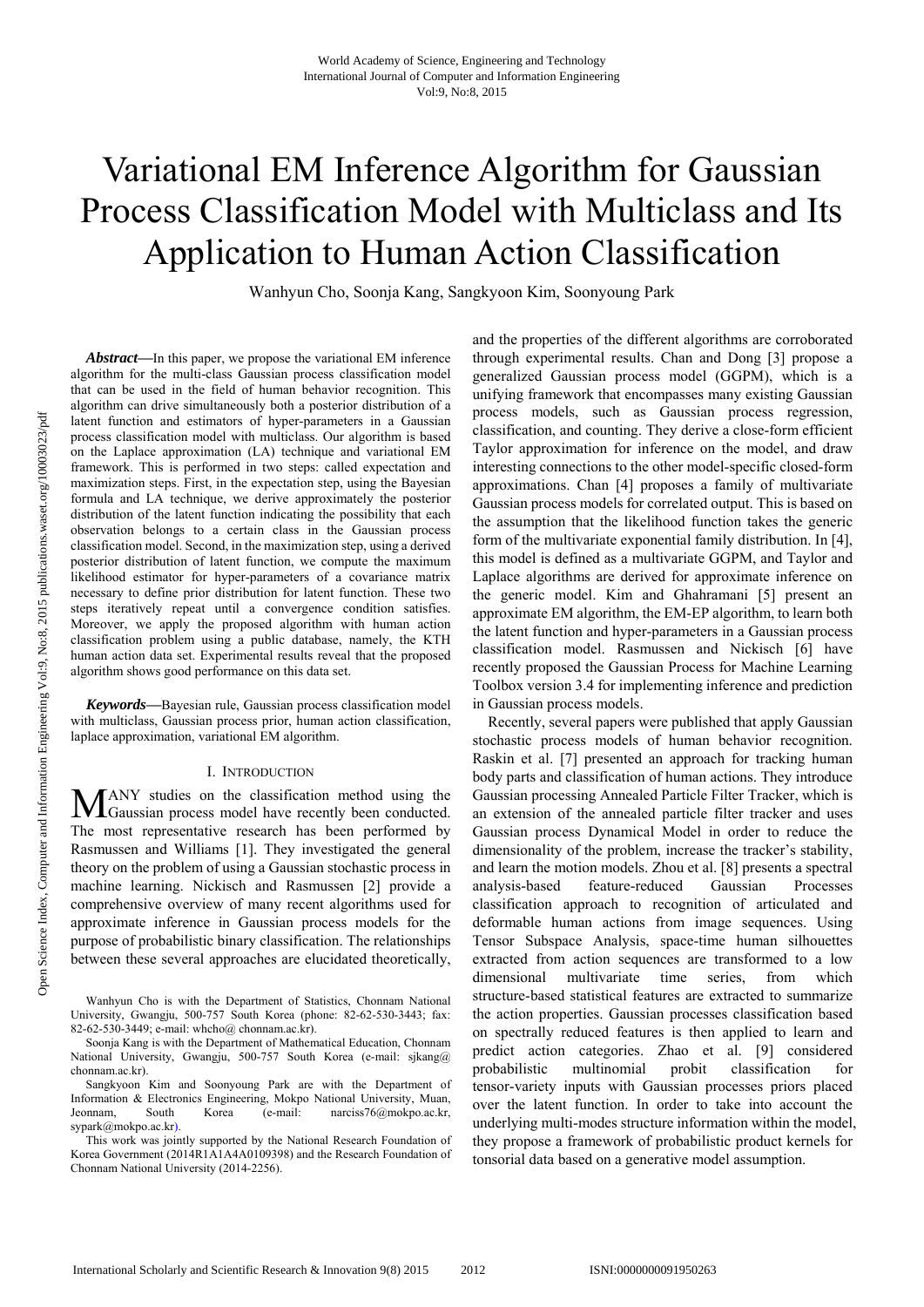# Variational EM Inference Algorithm for Gaussian Process Classification Model with Multiclass and Its Application to Human Action Classification

Wanhyun Cho, Soonja Kang, Sangkyoon Kim, Soonyoung Park

***Abstract*****—**In this paper, we propose the variational EM inference algorithm for the multi-class Gaussian process classification model that can be used in the field of human behavior recognition. This algorithm can drive simultaneously both a posterior distribution of a latent function and estimators of hyper-parameters in a Gaussian process classification model with multiclass. Our algorithm is based on the Laplace approximation (LA) technique and variational EM framework. This is performed in two steps: called expectation and maximization steps. First, in the expectation step, using the Bayesian formula and LA technique, we derive approximately the posterior distribution of the latent function indicating the possibility that each observation belongs to a certain class in the Gaussian process classification model. Second, in the maximization step, using a derived posterior distribution of latent function, we compute the maximum likelihood estimator for hyper-parameters of a covariance matrix necessary to define prior distribution for latent function. These two steps iteratively repeat until a convergence condition satisfies. Moreover, we apply the proposed algorithm with human action classification problem using a public database, namely, the KTH human action data set. Experimental results reveal that the proposed algorithm shows good performance on this data set.

***Keywords*****—**Bayesian rule, Gaussian process classification model with multiclass, Gaussian process prior, human action classification, laplace approximation, variational EM algorithm.

## I. Introduction

Many studies on the classification method using the Gaussian process model have recently been conducted. The most representative research has been performed by Rasmussen and Williams [1]. They investigated the general theory on the problem of using a Gaussian stochastic process in machine learning. Nickisch and Rasmussen [2] provide a comprehensive overview of many recent algorithms used for approximate inference in Gaussian process models for the purpose of probabilistic binary classification. The relationships between these several approaches are elucidated theoretically, and the properties of the different algorithms are corroborated through experimental results. Chan and Dong [3] propose a generalized Gaussian process model (GGPM), which is a unifying framework that encompasses many existing Gaussian process models, such as Gaussian process regression, classification, and counting. They derive a close-form efficient Taylor approximation for inference on the model, and draw interesting connections to the other model-specific closed-form approximations. Chan [4] proposes a family of multivariate Gaussian process models for correlated output. This is based on the assumption that the likelihood function takes the generic form of the multivariate exponential family distribution. In [4], this model is defined as a multivariate GGPM, and Taylor and Laplace algorithms are derived for approximate inference on the generic model. Kim and Ghahramani [5] present an approximate EM algorithm, the EM-EP algorithm, to learn both the latent function and hyper-parameters in a Gaussian process classification model. Rasmussen and Nickisch [6] have recently proposed the Gaussian Process for Machine Learning Toolbox version 3.4 for implementing inference and prediction in Gaussian process models.

Recently, several papers were published that apply Gaussian stochastic process models of human behavior recognition. Raskin et al. [7] presented an approach for tracking human body parts and classification of human actions. They introduce Gaussian processing Annealed Particle Filter Tracker, which is an extension of the annealed particle filter tracker and uses Gaussian process Dynamical Model in order to reduce the dimensionality of the problem, increase the tracker's stability, and learn the motion models. Zhou et al. [8] presents a spectral analysis-based feature-reduced Gaussian Processes classification approach to recognition of articulated and deformable human actions from image sequences. Using Tensor Subspace Analysis, space-time human silhouettes extracted from action sequences are transformed to a low dimensional multivariate time series, from which structure-based statistical features are extracted to summarize the action properties. Gaussian processes classification based on spectrally reduced features is then applied to learn and predict action categories. Zhao et al. [9] considered probabilistic multinomial probit classification for tensor-variety inputs with Gaussian processes priors placed over the latent function. In order to take into account the underlying multi-modes structure information within the model, they propose a framework of probabilistic product kernels for tonsorial data based on a generative model assumption.

Wanhyun Cho is with the Department of Statistics, Chonnam National University, Gwangju, 500-757 South Korea (phone: 82-62-530-3443; fax: 82-62-530-3449; e-mail: whcho@ chonnam.ac.kr).

Soonja Kang is with the Department of Mathematical Education, Chonnam National University, Gwangju, 500-757 South Korea (e-mail: sjkang@ chonnam.ac.kr).

Sangkyoon Kim and Soonyoung Park are with the Department of Information & Electronics Engineering, Mokpo National University, Muan, Jeonnam, South Korea (e-mail: narciss76@mokpo.ac.kr, sypark@mokpo.ac.kr).

This work was jointly supported by the National Research Foundation of Korea Government (2014R1A1A4A0109398) and the Research Foundation of Chonnam National University (2014-2256).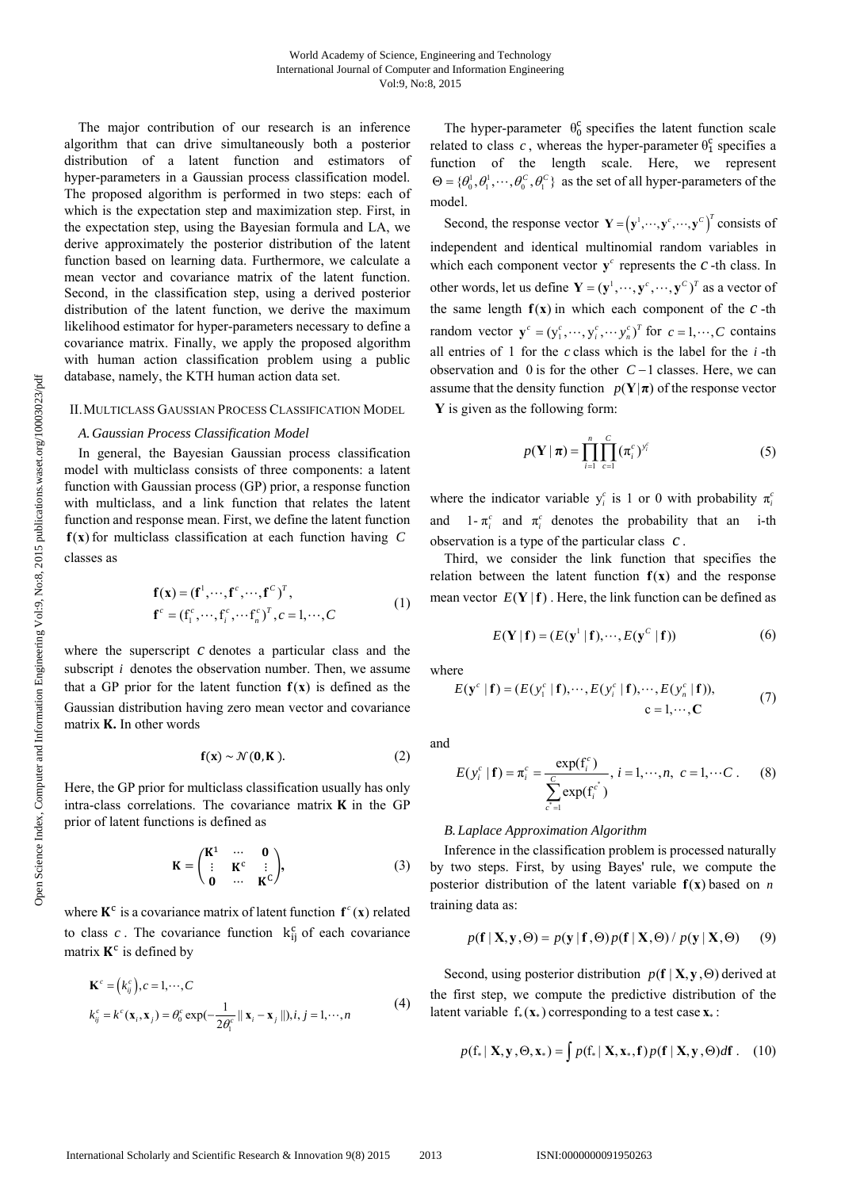The major contribution of our research is an inference algorithm that can drive simultaneously both a posterior distribution of a latent function and estimators of hyper-parameters in a Gaussian process classification model. The proposed algorithm is performed in two steps: each of which is the expectation step and maximization step. First, in the expectation step, using the Bayesian formula and LA, we derive approximately the posterior distribution of the latent function based on learning data. Furthermore, we calculate a mean vector and covariance matrix of the latent function. Second, in the classification step, using a derived posterior distribution of the latent function, we derive the maximum likelihood estimator for hyper-parameters necessary to define a covariance matrix. Finally, we apply the proposed algorithm with human action classification problem using a public database, namely, the KTH human action data set.

## II. Multiclass Gaussian Process Classification Model

### A. Gaussian Process Classification Model

In general, the Bayesian Gaussian process classification model with multiclass consists of three components: a latent function with Gaussian process (GP) prior, a response function with multiclass, and a link function that relates the latent function and response mean. First, we define the latent function $\mathbf{f}(\mathbf{x})$ for multiclass classification at each function having $C$ classes as

$$\mathbf{f}(\mathbf{x}) = (\mathbf{f}^1, \cdots, \mathbf{f}^c, \cdots, \mathbf{f}^C)^T, \quad \mathbf{f}^c = (\mathrm{f}_1^c, \cdots, \mathrm{f}_i^c, \cdots \mathrm{f}_n^c)^T, c = 1, \cdots, C \tag{1}$$

where the superscript $c$ denotes a particular class and the subscript $i$ denotes the observation number. Then, we assume that a GP prior for the latent function $\mathbf{f}(\mathbf{x})$ is defined as the Gaussian distribution having zero mean vector and covariance matrix **K.** In other words

$$\mathbf{f}(\mathbf{x}) \sim \mathcal{N}(\mathbf{0}, \mathbf{K}). \tag{2}$$

Here, the GP prior for multiclass classification usually has only intra-class correlations. The covariance matrix $\mathbf{K}$ in the GP prior of latent functions is defined as

$$\mathbf{K} = \begin{pmatrix} \mathbf{K}^1 & \cdots & \mathbf{0} \\ \vdots & \mathbf{K}^c & \vdots \\ \mathbf{0} & \cdots & \mathbf{K}^C \end{pmatrix}, \tag{3}$$

where $\mathbf{K}^c$ is a covariance matrix of latent function $\mathbf{f}^c(\mathbf{x})$ related to class $c$. The covariance function $k_{ij}^c$ of each covariance matrix $\mathbf{K}^c$ is defined by

$$\mathbf{K}^c = \left(k_{ij}^c\right), c = 1, \cdots, C$$
$$k_{ij}^c = k^c(\mathbf{x}_i, \mathbf{x}_j) = \theta_0^c \exp\left(-\frac{1}{2\theta_1^c} \| \mathbf{x}_i - \mathbf{x}_j \|\right), i, j = 1, \cdots, n \tag{4}$$

The hyper-parameter $\theta_0^c$ specifies the latent function scale related to class $c$, whereas the hyper-parameter $\theta_1^c$ specifies a function of the length scale. Here, we represent $\Theta = \{\theta_0^1, \theta_1^1, \cdots, \theta_0^C, \theta_1^C\}$ as the set of all hyper-parameters of the model.

Second, the response vector $\mathbf{Y} = \left(\mathbf{y}^1, \cdots, \mathbf{y}^c, \cdots, \mathbf{y}^C\right)^T$ consists of independent and identical multinomial random variables in which each component vector $\mathbf{y}^c$ represents the $c$-th class. In other words, let us define $\mathbf{Y} = (\mathbf{y}^1, \cdots, \mathbf{y}^c, \cdots, \mathbf{y}^C)^T$ as a vector of the same length $\mathbf{f}(\mathbf{x})$ in which each component of the $c$-th random vector $\mathbf{y}^c = (\mathrm{y}_1^c, \cdots, \mathrm{y}_i^c, \cdots \mathrm{y}_n^c)^T$ for $c = 1, \cdots, C$ contains all entries of 1 for the $c$ class which is the label for the $i$-th observation and 0 is for the other $C-1$ classes. Here, we can assume that the density function $p(\mathbf{Y}|\boldsymbol{\pi})$ of the response vector $\mathbf{Y}$ is given as the following form:

$$p(\mathbf{Y} \mid \boldsymbol{\pi}) = \prod_{i=1}^{n} \prod_{c=1}^{C} (\pi_i^c)^{y_i^c} \tag{5}$$

where the indicator variable $\mathrm{y}_i^c$ is 1 or 0 with probability $\pi_i^c$ and $1 - \pi_i^c$ and $\pi_i^c$ denotes the probability that an i-th observation is a type of the particular class $c$.

Third, we consider the link function that specifies the relation between the latent function $\mathbf{f}(\mathbf{x})$ and the response mean vector $E(\mathbf{Y} \mid \mathbf{f})$. Here, the link function can be defined as

$$E(\mathbf{Y} \mid \mathbf{f}) = (E(\mathbf{y}^1 \mid \mathbf{f}), \cdots, E(\mathbf{y}^C \mid \mathbf{f})) \tag{6}$$

where

$$E(\mathbf{y}^c \mid \mathbf{f}) = (E(y_1^c \mid \mathbf{f}), \cdots, E(y_i^c \mid \mathbf{f}), \cdots, E(y_n^c \mid \mathbf{f})), \quad \mathrm{c} = 1, \cdots, \mathbf{C} \tag{7}$$

and

$$E(y_i^c \mid \mathbf{f}) = \pi_i^c = \frac{\exp(\mathrm{f}_i^c)}{\sum_{c^*=1}^{C} \exp(\mathrm{f}_i^{c^*})}, \; i = 1, \cdots, n, \; c = 1, \cdots C. \tag{8}$$

### B. Laplace Approximation Algorithm

Inference in the classification problem is processed naturally by two steps. First, by using Bayes' rule, we compute the posterior distribution of the latent variable $\mathbf{f}(\mathbf{x})$ based on $n$ training data as:

$$p(\mathbf{f} \mid \mathbf{X}, \mathbf{y}, \Theta) = p(\mathbf{y} \mid \mathbf{f}, \Theta) p(\mathbf{f} \mid \mathbf{X}, \Theta) \,/\, p(\mathbf{y} \mid \mathbf{X}, \Theta) \tag{9}$$

Second, using posterior distribution $p(\mathbf{f} \mid \mathbf{X}, \mathbf{y}, \Theta)$ derived at the first step, we compute the predictive distribution of the latent variable $\mathrm{f}_*(\mathbf{x}_*)$ corresponding to a test case $\mathbf{x}_*$:

$$p(\mathrm{f}_* \mid \mathbf{X}, \mathbf{y}, \Theta, \mathbf{x}_*) = \int p(\mathrm{f}_* \mid \mathbf{X}, \mathbf{x}_*, \mathbf{f}) p(\mathbf{f} \mid \mathbf{X}, \mathbf{y}, \Theta) d\mathbf{f}. \tag{10}$$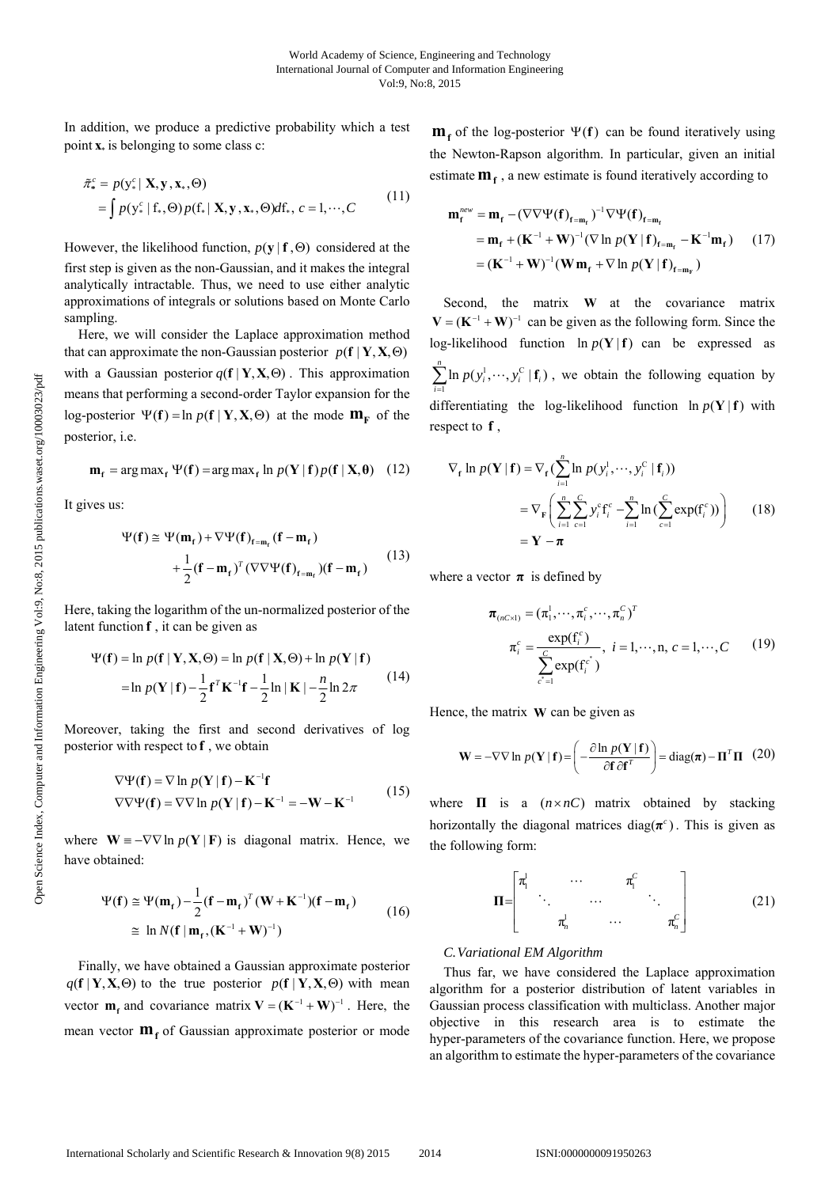In addition, we produce a predictive probability which a test point $\mathbf{x}_*$ is belonging to some class c:

$$
\begin{aligned}
\bar{\pi}_*^c &= p(y_*^c \mid \mathbf{X}, \mathbf{y}, \mathbf{x}_*, \Theta) \\
&= \int p(y_*^c \mid f_*, \Theta) p(f_* \mid \mathbf{X}, \mathbf{y}, \mathbf{x}_*, \Theta) df_*, \ c = 1, \cdots, C
\end{aligned} \tag{11}
$$

However, the likelihood function, $p(\mathbf{y} \mid \mathbf{f}, \Theta)$ considered at the first step is given as the non-Gaussian, and it makes the integral analytically intractable. Thus, we need to use either analytic approximations of integrals or solutions based on Monte Carlo sampling.

Here, we will consider the Laplace approximation method that can approximate the non-Gaussian posterior $p(\mathbf{f} \mid \mathbf{Y}, \mathbf{X}, \Theta)$ with a Gaussian posterior $q(\mathbf{f} \mid \mathbf{Y}, \mathbf{X}, \Theta)$. This approximation means that performing a second-order Taylor expansion for the log-posterior $\Psi(\mathbf{f}) = \ln p(\mathbf{f} \mid \mathbf{Y}, \mathbf{X}, \Theta)$ at the mode $\mathbf{m}_{\mathbf{F}}$ of the posterior, i.e.

$$
\mathbf{m}_{\mathbf{f}} = \arg\max_{\mathbf{f}} \Psi(\mathbf{f}) = \arg\max_{\mathbf{f}} \ln p(\mathbf{Y} \mid \mathbf{f}) p(\mathbf{f} \mid \mathbf{X}, \boldsymbol{\theta}) \tag{12}
$$

It gives us:

$$
\begin{aligned}
\Psi(\mathbf{f}) &\cong \Psi(\mathbf{m}_{\mathbf{f}}) + \nabla \Psi(\mathbf{f})_{\mathbf{f}=\mathbf{m}_{\mathbf{f}}} (\mathbf{f} - \mathbf{m}_{\mathbf{f}}) \\
&\quad + \frac{1}{2} (\mathbf{f} - \mathbf{m}_{\mathbf{f}})^T (\nabla\nabla \Psi(\mathbf{f})_{\mathbf{f}=\mathbf{m}_{\mathbf{f}}}) (\mathbf{f} - \mathbf{m}_{\mathbf{f}})
\end{aligned} \tag{13}
$$

Here, taking the logarithm of the un-normalized posterior of the latent function $\mathbf{f}$, it can be given as

$$
\begin{aligned}
\Psi(\mathbf{f}) &= \ln p(\mathbf{f} \mid \mathbf{Y}, \mathbf{X}, \Theta) = \ln p(\mathbf{f} \mid \mathbf{X}, \Theta) + \ln p(\mathbf{Y} \mid \mathbf{f}) \\
&= \ln p(\mathbf{Y} \mid \mathbf{f}) - \frac{1}{2} \mathbf{f}^T \mathbf{K}^{-1} \mathbf{f} - \frac{1}{2} \ln |\mathbf{K}| - \frac{n}{2} \ln 2\pi
\end{aligned} \tag{14}
$$

Moreover, taking the first and second derivatives of log posterior with respect to $\mathbf{f}$, we obtain

$$
\begin{aligned}
\nabla \Psi(\mathbf{f}) &= \nabla \ln p(\mathbf{Y} \mid \mathbf{f}) - \mathbf{K}^{-1} \mathbf{f} \\
\nabla\nabla \Psi(\mathbf{f}) &= \nabla\nabla \ln p(\mathbf{Y} \mid \mathbf{f}) - \mathbf{K}^{-1} = -\mathbf{W} - \mathbf{K}^{-1}
\end{aligned} \tag{15}
$$

where $\mathbf{W} \equiv -\nabla\nabla \ln p(\mathbf{Y} \mid \mathbf{F})$ is diagonal matrix. Hence, we have obtained:

$$
\begin{aligned}
\Psi(\mathbf{f}) &\cong \Psi(\mathbf{m}_{\mathbf{f}}) - \frac{1}{2} (\mathbf{f} - \mathbf{m}_{\mathbf{f}})^T (\mathbf{W} + \mathbf{K}^{-1}) (\mathbf{f} - \mathbf{m}_{\mathbf{f}}) \\
&\cong \ln N(\mathbf{f} \mid \mathbf{m}_{\mathbf{f}}, (\mathbf{K}^{-1} + \mathbf{W})^{-1})
\end{aligned} \tag{16}
$$

Finally, we have obtained a Gaussian approximate posterior $q(\mathbf{f} \mid \mathbf{Y}, \mathbf{X}, \Theta)$ to the true posterior $p(\mathbf{f} \mid \mathbf{Y}, \mathbf{X}, \Theta)$ with mean vector $\mathbf{m}_{\mathbf{f}}$ and covariance matrix $\mathbf{V} = (\mathbf{K}^{-1} + \mathbf{W})^{-1}$. Here, the mean vector $\mathbf{m}_{\mathbf{f}}$ of Gaussian approximate posterior or mode $\mathbf{m}_{\mathbf{f}}$ of the log-posterior $\Psi(\mathbf{f})$ can be found iteratively using the Newton-Rapson algorithm. In particular, given an initial estimate $\mathbf{m}_{\mathbf{f}}$, a new estimate is found iteratively according to

$$
\begin{aligned}
\mathbf{m}_{\mathbf{f}}^{new} &= \mathbf{m}_{\mathbf{f}} - (\nabla\nabla \Psi(\mathbf{f})_{\mathbf{f}=\mathbf{m}_{\mathbf{f}}})^{-1} \nabla \Psi(\mathbf{f})_{\mathbf{f}=\mathbf{m}_{\mathbf{f}}} \\
&= \mathbf{m}_{\mathbf{f}} + (\mathbf{K}^{-1} + \mathbf{W})^{-1} (\nabla \ln p(\mathbf{Y} \mid \mathbf{f})_{\mathbf{f}=\mathbf{m}_{\mathbf{f}}} - \mathbf{K}^{-1} \mathbf{m}_{\mathbf{f}}) \\
&= (\mathbf{K}^{-1} + \mathbf{W})^{-1} (\mathbf{W} \mathbf{m}_{\mathbf{f}} + \nabla \ln p(\mathbf{Y} \mid \mathbf{f})_{\mathbf{f}=\mathbf{m}_{\mathbf{f}}})
\end{aligned} \tag{17}
$$

Second, the matrix $\mathbf{W}$ at the covariance matrix $\mathbf{V} = (\mathbf{K}^{-1} + \mathbf{W})^{-1}$ can be given as the following form. Since the log-likelihood function $\ln p(\mathbf{Y} \mid \mathbf{f})$ can be expressed as $\sum_{i=1}^{n} \ln p(y_i^1, \cdots, y_i^C \mid \mathbf{f}_i)$, we obtain the following equation by differentiating the log-likelihood function $\ln p(\mathbf{Y} \mid \mathbf{f})$ with respect to $\mathbf{f}$,

$$
\begin{aligned}
\nabla_{\mathbf{f}} \ln p(\mathbf{Y} \mid \mathbf{f}) &= \nabla_{\mathbf{f}} \left( \sum_{i=1}^{n} \ln p(y_i^1, \cdots, y_i^C \mid \mathbf{f}_i) \right) \\
&= \nabla_{\mathbf{F}} \left( \sum_{i=1}^{n} \sum_{c=1}^{C} y_i^c f_i^c - \sum_{i=1}^{n} \ln \left( \sum_{c=1}^{C} \exp(f_i^c) \right) \right) \\
&= \mathbf{Y} - \boldsymbol{\pi}
\end{aligned} \tag{18}
$$

where a vector $\boldsymbol{\pi}$ is defined by

$$
\begin{aligned}
\boldsymbol{\pi}_{(nC \times 1)} &= (\pi_1^1, \cdots, \pi_i^c, \cdots, \pi_n^C)^T \\
\pi_i^c &= \frac{\exp(f_i^c)}{\sum_{c^*=1}^{C} \exp(f_i^{c^*})}, \ i = 1, \cdots, n, \ c = 1, \cdots, C
\end{aligned} \tag{19}
$$

Hence, the matrix $\mathbf{W}$ can be given as

$$
\mathbf{W} = -\nabla\nabla \ln p(\mathbf{Y} \mid \mathbf{f}) = \left( -\frac{\partial \ln p(\mathbf{Y} \mid \mathbf{f})}{\partial \mathbf{f} \partial \mathbf{f}^T} \right) = \mathrm{diag}(\boldsymbol{\pi}) - \boldsymbol{\Pi}^T \boldsymbol{\Pi} \tag{20}
$$

where $\boldsymbol{\Pi}$ is a $(n \times nC)$ matrix obtained by stacking horizontally the diagonal matrices $\mathrm{diag}(\boldsymbol{\pi}^c)$. This is given as the following form:

$$
\boldsymbol{\Pi} = \begin{bmatrix} \pi_1^1 & & \cdots & & \pi_1^C & \\ & \ddots & & \cdots & & \ddots \\ & & \pi_n^1 & & \cdots & & \pi_n^C \end{bmatrix} \tag{21}
$$

### C. Variational EM Algorithm

Thus far, we have considered the Laplace approximation algorithm for a posterior distribution of latent variables in Gaussian process classification with multiclass. Another major objective in this research area is to estimate the hyper-parameters of the covariance function. Here, we propose an algorithm to estimate the hyper-parameters of the covariance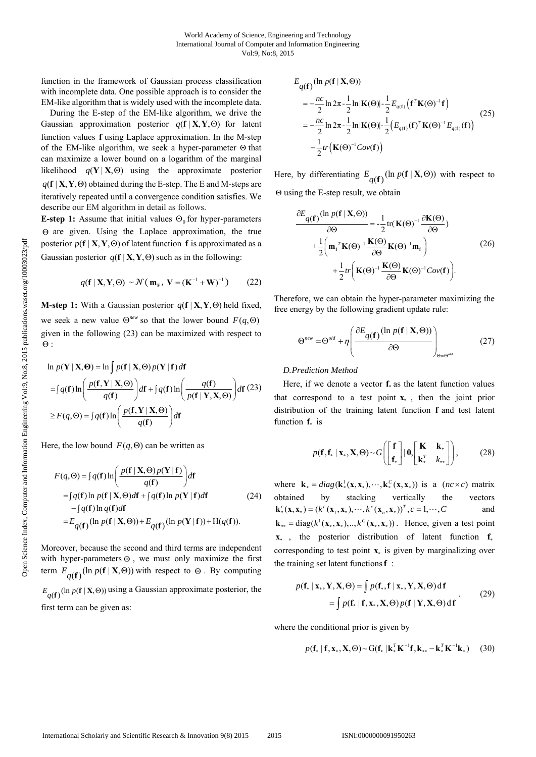function in the framework of Gaussian process classification with incomplete data. One possible approach is to consider the EM-like algorithm that is widely used with the incomplete data.

During the E-step of the EM-like algorithm, we drive the Gaussian approximation posterior $q(\mathbf{f} \mid \mathbf{X}, \mathbf{Y}, \Theta)$ for latent function values $\mathbf{f}$ using Laplace approximation. In the M-step of the EM-like algorithm, we seek a hyper-parameter $\Theta$ that can maximize a lower bound on a logarithm of the marginal likelihood $q(\mathbf{Y} \mid \mathbf{X}, \Theta)$ using the approximate posterior $q(\mathbf{f} \mid \mathbf{X}, \mathbf{Y}, \Theta)$ obtained during the E-step. The E and M-steps are iteratively repeated until a convergence condition satisfies. We describe our EM algorithm in detail as follows.

**E-step 1:** Assume that initial values $\Theta_0$ for hyper-parameters $\Theta$ are given. Using the Laplace approximation, the true posterior $p(\mathbf{f} \mid \mathbf{X}, \mathbf{Y}, \Theta)$ of latent function $\mathbf{f}$ is approximated as a Gaussian posterior $q(\mathbf{f} \mid \mathbf{X}, \mathbf{Y}, \Theta)$ such as in the following:

$$q(\mathbf{f} \mid \mathbf{X}, \mathbf{Y}, \Theta) \sim \mathcal{N}\left(\mathbf{m}_{\mathbf{F}},\ \mathbf{V} = (\mathbf{K}^{-1} + \mathbf{W})^{-1}\right) \tag{22}$$

**M-step 1:** With a Gaussian posterior $q(\mathbf{f} \mid \mathbf{X}, \mathbf{Y}, \Theta)$ held fixed, we seek a new value $\Theta^{new}$ so that the lower bound $F(q, \Theta)$ given in the following (23) can be maximized with respect to $\Theta$ :

$$\begin{aligned}
\ln p(\mathbf{Y} \mid \mathbf{X}, \mathbf{\Theta}) &= \ln \int p(\mathbf{f} \mid \mathbf{X}, \Theta)\, p(\mathbf{Y} \mid \mathbf{f})\, d\mathbf{f} \\
&= \int q(\mathbf{f}) \ln\left(\frac{p(\mathbf{f}, \mathbf{Y} \mid \mathbf{X}, \Theta)}{q(\mathbf{f})}\right) d\mathbf{f} + \int q(\mathbf{f}) \ln\left(\frac{q(\mathbf{f})}{p(\mathbf{f} \mid \mathbf{Y}, \mathbf{X}, \Theta)}\right) d\mathbf{f} \\
&\geq F(q, \Theta) = \int q(\mathbf{f}) \ln\left(\frac{p(\mathbf{f}, \mathbf{Y} \mid \mathbf{X}, \Theta)}{q(\mathbf{f})}\right) d\mathbf{f}
\end{aligned} \tag{23}$$

Here, the low bound $F(q, \Theta)$ can be written as

$$\begin{aligned}
F(q, \Theta) &= \int q(\mathbf{f}) \ln\left(\frac{p(\mathbf{f} \mid \mathbf{X}, \Theta)\, p(\mathbf{Y} \mid \mathbf{f})}{q(\mathbf{f})}\right) d\mathbf{f} \\
&= \int q(\mathbf{f}) \ln p(\mathbf{f} \mid \mathbf{X}, \Theta) d\mathbf{f} + \int q(\mathbf{f}) \ln p(\mathbf{Y} \mid \mathbf{f}) d\mathbf{f} \\
&\quad - \int q(\mathbf{f}) \ln q(\mathbf{f}) d\mathbf{f} \\
&= E_{q(\mathbf{f})}(\ln p(\mathbf{f} \mid \mathbf{X}, \Theta)) + E_{q(\mathbf{f})}(\ln p(\mathbf{Y} \mid \mathbf{f})) + \mathrm{H}(q(\mathbf{f})).
\end{aligned} \tag{24}$$

Moreover, because the second and third terms are independent with hyper-parameters $\Theta$ , we must only maximize the first term $E_{q(\mathbf{f})}(\ln p(\mathbf{f} \mid \mathbf{X}, \Theta))$ with respect to $\Theta$ . By computing $E_{q(\mathbf{f})}(\ln p(\mathbf{f} \mid \mathbf{X}, \Theta))$ using a Gaussian approximate posterior, the first term can be given as:

$$\begin{aligned}
&E_{q(\mathbf{f})}(\ln p(\mathbf{f} \mid \mathbf{X}, \Theta)) \\
&= -\frac{nc}{2} \ln 2\pi - \frac{1}{2} \ln |\mathbf{K}(\Theta)| - \frac{1}{2} E_{q(\mathbf{f})}\left(\mathbf{f}^T \mathbf{K}(\Theta)^{-1} \mathbf{f}\right) \\
&= -\frac{nc}{2} \ln 2\pi - \frac{1}{2} \ln |\mathbf{K}(\Theta)| - \frac{1}{2}\left(E_{q(\mathbf{f})}(\mathbf{f})^T \mathbf{K}(\Theta)^{-1} E_{q(\mathbf{f})}(\mathbf{f})\right) \\
&\quad - \frac{1}{2} tr\left(\mathbf{K}(\Theta)^{-1} Cov(\mathbf{f})\right)
\end{aligned} \tag{25}$$

Here, by differentiating $E_{q(\mathbf{f})}(\ln p(\mathbf{f} \mid \mathbf{X}, \Theta))$ with respect to $\Theta$ using the E-step result, we obtain

$$\begin{aligned}
\frac{\partial E_{q(\mathbf{f})}(\ln p(\mathbf{f} \mid \mathbf{X}, \Theta))}{\partial \Theta} &= -\frac{1}{2} \mathrm{tr}\left(\mathbf{K}(\Theta)^{-1} \frac{\partial \mathbf{K}(\Theta)}{\partial \Theta}\right) \\
&\quad + \frac{1}{2}\left(\mathbf{m}_{\mathbf{f}}^T \mathbf{K}(\Theta)^{-1} \frac{\mathbf{K}(\Theta)}{\partial \Theta} \mathbf{K}(\Theta)^{-1} \mathbf{m}_{\mathbf{f}}\right) \\
&\quad + \frac{1}{2} tr\left(\mathbf{K}(\Theta)^{-1} \frac{\mathbf{K}(\Theta)}{\partial \Theta} \mathbf{K}(\Theta)^{-1} Cov(\mathbf{f})\right).
\end{aligned} \tag{26}$$

Therefore, we can obtain the hyper-parameter maximizing the free energy by the following gradient update rule:

$$\Theta^{new} = \Theta^{old} + \eta \left(\frac{\partial E_{q(\mathbf{f})}(\ln p(\mathbf{f} \mid \mathbf{X}, \Theta))}{\partial \Theta}\right)_{\Theta = \Theta^{old}} \tag{27}$$

### *D. Prediction Method*

Here, if we denote a vector $\mathbf{f}_*$ as the latent function values that correspond to a test point $\mathbf{x}_*$ , then the joint prior distribution of the training latent function $\mathbf{f}$ and test latent function $\mathbf{f}_*$ is

$$p(\mathbf{f}, \mathbf{f}_* \mid \mathbf{x}_*, \mathbf{X}, \Theta) \sim G\left(\begin{bmatrix} \mathbf{f} \\ \mathbf{f}_* \end{bmatrix} \middle|\, \mathbf{0}, \begin{bmatrix} \mathbf{K} & \mathbf{k}_* \\ \mathbf{k}_*^T & k_{**} \end{bmatrix}\right), \tag{28}$$

where $\mathbf{k}_* = diag(\mathbf{k}_*^1(\mathbf{x}, \mathbf{x}_*), \cdots, \mathbf{k}_*^C(\mathbf{x}, \mathbf{x}_*))$ is a $(nc \times c)$ matrix obtained by stacking vertically the vectors $\mathbf{k}_*^c(\mathbf{x}, \mathbf{x}_*) = (k^c(\mathbf{x}_1, \mathbf{x}_*), \cdots, k^c(\mathbf{x}_n, \mathbf{x}_*))^T, c = 1, \cdots, C$ and $\mathbf{k}_{**} = \mathrm{diag}(k^1(\mathbf{x}_*, \mathbf{x}_*), .., k^C(\mathbf{x}_*, \mathbf{x}_*))$ . Hence, given a test point $\mathbf{x}_*$ , the posterior distribution of latent function $\mathbf{f}_*$ corresponding to test point $\mathbf{x}_*$ is given by marginalizing over the training set latent functions $\mathbf{f}$ :

$$\begin{aligned}
p(\mathbf{f}_* \mid \mathbf{x}_*, \mathbf{Y}, \mathbf{X}, \Theta) &= \int p(\mathbf{f}_*, \mathbf{f} \mid \mathbf{x}_*, \mathbf{Y}, \mathbf{X}, \Theta)\, \mathrm{d}\mathbf{f} \\
&= \int p(\mathbf{f}_* \mid \mathbf{f}, \mathbf{x}_*, \mathbf{X}, \Theta)\, p(\mathbf{f} \mid \mathbf{Y}, \mathbf{X}, \Theta)\, \mathrm{d}\mathbf{f}
\end{aligned} \tag{29}$$

where the conditional prior is given by

$$p(\mathbf{f}_* \mid \mathbf{f}, \mathbf{x}_*, \mathbf{X}, \Theta) \sim \mathrm{G}(\mathbf{f}_* \mid \mathbf{k}_*^T \mathbf{K}^{-1} \mathbf{f}, \mathbf{k}_{**} - \mathbf{k}_*^T \mathbf{K}^{-1} \mathbf{k}_*) \tag{30}$$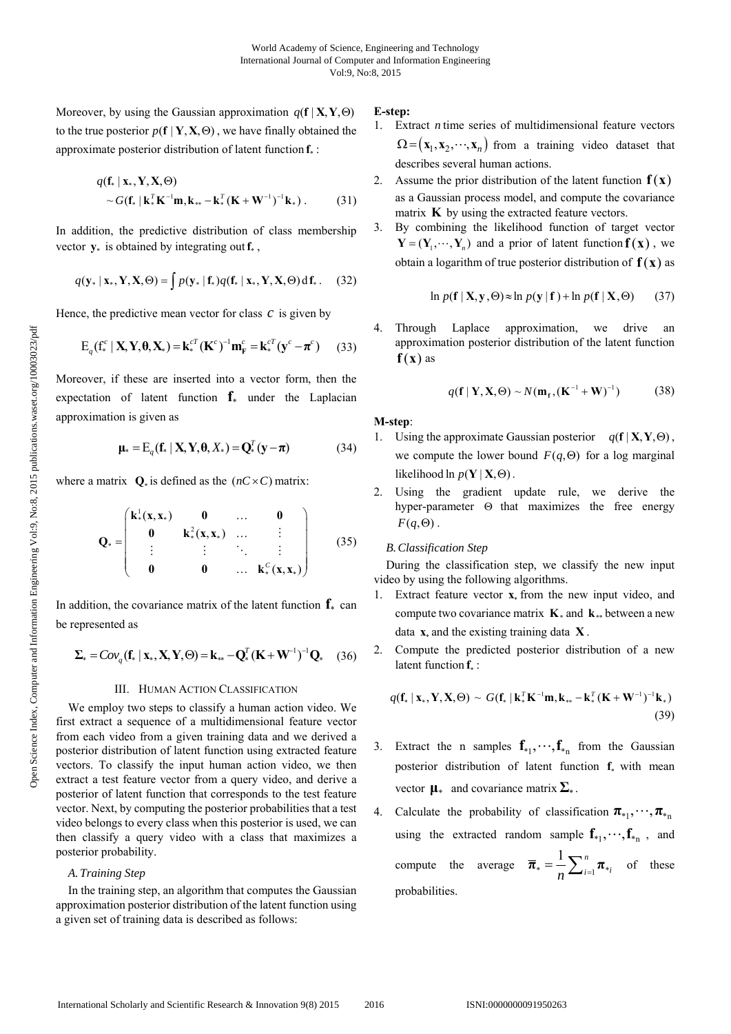Moreover, by using the Gaussian approximation $q(\mathbf{f} \mid \mathbf{X}, \mathbf{Y}, \Theta)$ to the true posterior $p(\mathbf{f} \mid \mathbf{Y}, \mathbf{X}, \Theta)$, we have finally obtained the approximate posterior distribution of latent function $\mathbf{f}_*$:

$$q(\mathbf{f}_* \mid \mathbf{x}_*, \mathbf{Y}, \mathbf{X}, \Theta) \sim G(\mathbf{f}_* \mid \mathbf{k}_*^T \mathbf{K}^{-1} \mathbf{m}, \mathbf{k}_{**} - \mathbf{k}_*^T (\mathbf{K} + \mathbf{W}^{-1})^{-1} \mathbf{k}_*) . \quad (31)$$

In addition, the predictive distribution of class membership vector $\mathbf{y}_*$ is obtained by integrating out $\mathbf{f}_*$,

$$q(\mathbf{y}_* \mid \mathbf{x}_*, \mathbf{Y}, \mathbf{X}, \Theta) = \int p(\mathbf{y}_* \mid \mathbf{f}_*) q(\mathbf{f}_* \mid \mathbf{x}_*, \mathbf{Y}, \mathbf{X}, \Theta) \, d\mathbf{f}_* . \quad (32)$$

Hence, the predictive mean vector for class $c$ is given by

$$\mathrm{E}_q(\mathrm{f}_*^c \mid \mathbf{X}, \mathbf{Y}, \boldsymbol{\theta}, \mathbf{X}_*) = \mathbf{k}_*^{cT} (\mathbf{K}^c)^{-1} \mathbf{m}_{\mathbf{F}}^c = \mathbf{k}_*^{cT} (\mathbf{y}^c - \boldsymbol{\pi}^c) \quad (33)$$

Moreover, if these are inserted into a vector form, then the expectation of latent function $\mathbf{f}_*$ under the Laplacian approximation is given as

$$\boldsymbol{\mu}_* = \mathrm{E}_q(\mathbf{f}_* \mid \mathbf{X}, \mathbf{Y}, \boldsymbol{\theta}, X_*) = \mathbf{Q}_*^T (\mathbf{y} - \boldsymbol{\pi}) \quad (34)$$

where a matrix $\mathbf{Q}_*$ is defined as the $(nC \times C)$ matrix:

$$\mathbf{Q}_* = \begin{pmatrix} \mathbf{k}_*^1(\mathbf{x}, \mathbf{x}_*) & \mathbf{0} & \dots & \mathbf{0} \\ \mathbf{0} & \mathbf{k}_*^2(\mathbf{x}, \mathbf{x}_*) & \dots & \vdots \\ \vdots & \vdots & \ddots & \vdots \\ \mathbf{0} & \mathbf{0} & \dots & \mathbf{k}_*^C(\mathbf{x}, \mathbf{x}_*) \end{pmatrix} \quad (35)$$

In addition, the covariance matrix of the latent function $\mathbf{f}_*$ can be represented as

$$\boldsymbol{\Sigma}_* = Cov_q(\mathbf{f}_* \mid \mathbf{x}_*, \mathbf{X}, \mathbf{Y}, \Theta) = \mathbf{k}_{**} - \mathbf{Q}_*^T (\mathbf{K} + \mathbf{W}^{-1})^{-1} \mathbf{Q}_* \quad (36)$$

## III. Human Action Classification

We employ two steps to classify a human action video. We first extract a sequence of a multidimensional feature vector from each video from a given training data and we derived a posterior distribution of latent function using extracted feature vectors. To classify the input human action video, we then extract a test feature vector from a query video, and derive a posterior of latent function that corresponds to the test feature vector. Next, by computing the posterior probabilities that a test video belongs to every class when this posterior is used, we can then classify a query video with a class that maximizes a posterior probability.

### *A. Training Step*

In the training step, an algorithm that computes the Gaussian approximation posterior distribution of the latent function using a given set of training data is described as follows:

**E-step:**

1. Extract $n$ time series of multidimensional feature vectors $\Omega = (\mathbf{x}_1, \mathbf{x}_2, \cdots, \mathbf{x}_n)$ from a training video dataset that describes several human actions.
2. Assume the prior distribution of the latent function $\mathbf{f}(\mathbf{x})$ as a Gaussian process model, and compute the covariance matrix $\mathbf{K}$ by using the extracted feature vectors.
3. By combining the likelihood function of target vector $\mathbf{Y} = (\mathbf{Y}_1, \cdots, \mathbf{Y}_n)$ and a prior of latent function $\mathbf{f}(\mathbf{x})$, we obtain a logarithm of true posterior distribution of $\mathbf{f}(\mathbf{x})$ as

$$\ln p(\mathbf{f} \mid \mathbf{X}, \mathbf{y}, \Theta) \approx \ln p(\mathbf{y} \mid \mathbf{f}) + \ln p(\mathbf{f} \mid \mathbf{X}, \Theta) \quad (37)$$

4. Through Laplace approximation, we drive an approximation posterior distribution of the latent function $\mathbf{f}(\mathbf{x})$ as

$$q(\mathbf{f} \mid \mathbf{Y}, \mathbf{X}, \Theta) \sim N(\mathbf{m}_{\mathbf{f}}, (\mathbf{K}^{-1} + \mathbf{W})^{-1}) \quad (38)$$

**M-step**:

1. Using the approximate Gaussian posterior $q(\mathbf{f} \mid \mathbf{X}, \mathbf{Y}, \Theta)$, we compute the lower bound $F(q, \Theta)$ for a log marginal likelihood $\ln p(\mathbf{Y} \mid \mathbf{X}, \Theta)$.
2. Using the gradient update rule, we derive the hyper-parameter $\Theta$ that maximizes the free energy $F(q, \Theta)$.

### *B. Classification Step*

During the classification step, we classify the new input video by using the following algorithms.

1. Extract feature vector $\mathbf{x}_*$ from the new input video, and compute two covariance matrix $\mathbf{K}_*$ and $\mathbf{k}_{**}$ between a new data $\mathbf{x}_*$ and the existing training data $\mathbf{X}$.
2. Compute the predicted posterior distribution of a new latent function $\mathbf{f}_*$:

$$q(\mathbf{f}_* \mid \mathbf{x}_*, \mathbf{Y}, \mathbf{X}, \Theta) \sim G(\mathbf{f}_* \mid \mathbf{k}_*^T \mathbf{K}^{-1} \mathbf{m}, \mathbf{k}_{**} - \mathbf{k}_*^T (\mathbf{K} + \mathbf{W}^{-1})^{-1} \mathbf{k}_*) \quad (39)$$

3. Extract the n samples $\mathbf{f}_{*1}, \cdots, \mathbf{f}_{*n}$ from the Gaussian posterior distribution of latent function $\mathbf{f}_*$ with mean vector $\boldsymbol{\mu}_*$ and covariance matrix $\boldsymbol{\Sigma}_*$.
4. Calculate the probability of classification $\boldsymbol{\pi}_{*1}, \cdots, \boldsymbol{\pi}_{*n}$ using the extracted random sample $\mathbf{f}_{*1}, \cdots, \mathbf{f}_{*n}$, and compute the average $\overline{\boldsymbol{\pi}}_* = \frac{1}{n} \sum_{i=1}^{n} \boldsymbol{\pi}_{*i}$ of these probabilities.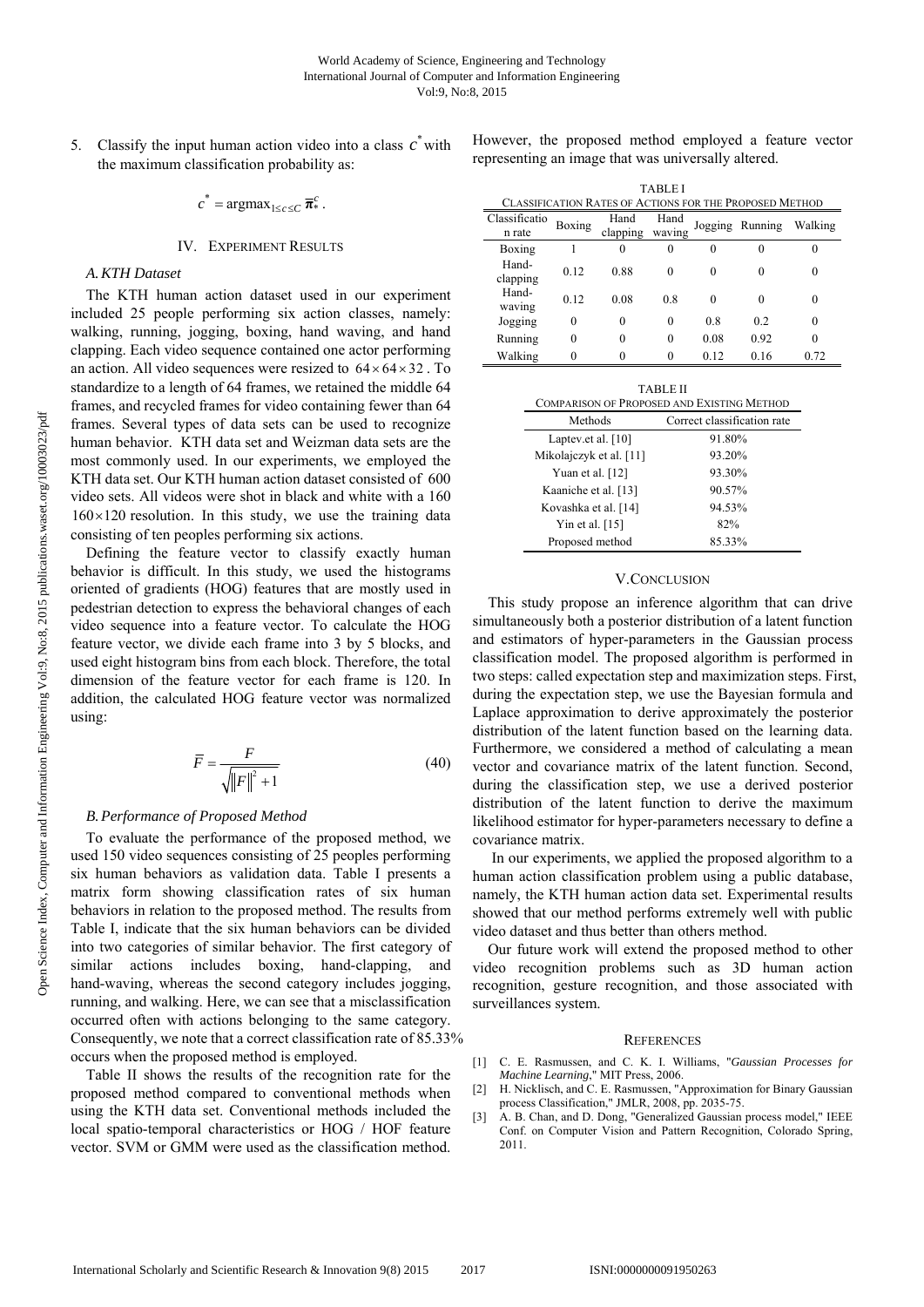5. Classify the input human action video into a class $c^*$ with the maximum classification probability as:

$$c^* = \text{argmax}_{1 \le c \le C} \bar{\pi}_*^c .$$

## IV. Experiment Results

### A. KTH Dataset

The KTH human action dataset used in our experiment included 25 people performing six action classes, namely: walking, running, jogging, boxing, hand waving, and hand clapping. Each video sequence contained one actor performing an action. All video sequences were resized to $64 \times 64 \times 32$ . To standardize to a length of 64 frames, we retained the middle 64 frames, and recycled frames for video containing fewer than 64 frames. Several types of data sets can be used to recognize human behavior. KTH data set and Weizman data sets are the most commonly used. In our experiments, we employed the KTH data set. Our KTH human action dataset consisted of 600 video sets. All videos were shot in black and white with a $160 \times 120$ resolution. In this study, we use the training data consisting of ten peoples performing six actions.

Defining the feature vector to classify exactly human behavior is difficult. In this study, we used the histograms oriented of gradients (HOG) features that are mostly used in pedestrian detection to express the behavioral changes of each video sequence into a feature vector. To calculate the HOG feature vector, we divide each frame into 3 by 5 blocks, and used eight histogram bins from each block. Therefore, the total dimension of the feature vector for each frame is 120. In addition, the calculated HOG feature vector was normalized using:

$$\bar{F} = \frac{F}{\sqrt{\|F\|^2 + 1}} \tag{40}$$

### B. Performance of Proposed Method

To evaluate the performance of the proposed method, we used 150 video sequences consisting of 25 peoples performing six human behaviors as validation data. Table I presents a matrix form showing classification rates of six human behaviors in relation to the proposed method. The results from Table I, indicate that the six human behaviors can be divided into two categories of similar behavior. The first category of similar actions includes boxing, hand-clapping, and hand-waving, whereas the second category includes jogging, running, and walking. Here, we can see that a misclassification occurred often with actions belonging to the same category. Consequently, we note that a correct classification rate of 85.33% occurs when the proposed method is employed.

Table II shows the results of the recognition rate for the proposed method compared to conventional methods when using the KTH data set. Conventional methods included the local spatio-temporal characteristics or HOG / HOF feature vector. SVM or GMM were used as the classification method. However, the proposed method employed a feature vector representing an image that was universally altered.

TABLE I
Classification Rates of Actions for the Proposed Method

| Classification rate | Boxing | Hand clapping | Hand waving | Jogging | Running | Walking |
|---|---|---|---|---|---|---|
| Boxing | 1 | 0 | 0 | 0 | 0 | 0 |
| Hand-clapping | 0.12 | 0.88 | 0 | 0 | 0 | 0 |
| Hand-waving | 0.12 | 0.08 | 0.8 | 0 | 0 | 0 |
| Jogging | 0 | 0 | 0 | 0.8 | 0.2 | 0 |
| Running | 0 | 0 | 0 | 0.08 | 0.92 | 0 |
| Walking | 0 | 0 | 0 | 0.12 | 0.16 | 0.72 |

TABLE II
Comparison of Proposed and Existing Method

| Methods | Correct classification rate |
|---|---|
| Laptev.et al. [10] | 91.80% |
| Mikolajczyk et al. [11] | 93.20% |
| Yuan et al. [12] | 93.30% |
| Kaaniche et al. [13] | 90.57% |
| Kovashka et al. [14] | 94.53% |
| Yin et al. [15] | 82% |
| Proposed method | 85.33% |

## V. Conclusion

This study propose an inference algorithm that can drive simultaneously both a posterior distribution of a latent function and estimators of hyper-parameters in the Gaussian process classification model. The proposed algorithm is performed in two steps: called expectation step and maximization steps. First, during the expectation step, we use the Bayesian formula and Laplace approximation to derive approximately the posterior distribution of the latent function based on the learning data. Furthermore, we considered a method of calculating a mean vector and covariance matrix of the latent function. Second, during the classification step, we use a derived posterior distribution of the latent function to derive the maximum likelihood estimator for hyper-parameters necessary to define a covariance matrix.

In our experiments, we applied the proposed algorithm to a human action classification problem using a public database, namely, the KTH human action data set. Experimental results showed that our method performs extremely well with public video dataset and thus better than others method.

Our future work will extend the proposed method to other video recognition problems such as 3D human action recognition, gesture recognition, and those associated with surveillances system.

## References

[1] C. E. Rasmussen, and C. K. I. Williams, "*Gaussian Processes for Machine Learning*," MIT Press, 2006.

[2] H. Nicklisch, and C. E. Rasmussen, "Approximation for Binary Gaussian process Classification," JMLR, 2008, pp. 2035-75.

[3] A. B. Chan, and D. Dong, "Generalized Gaussian process model," IEEE Conf. on Computer Vision and Pattern Recognition, Colorado Spring, 2011.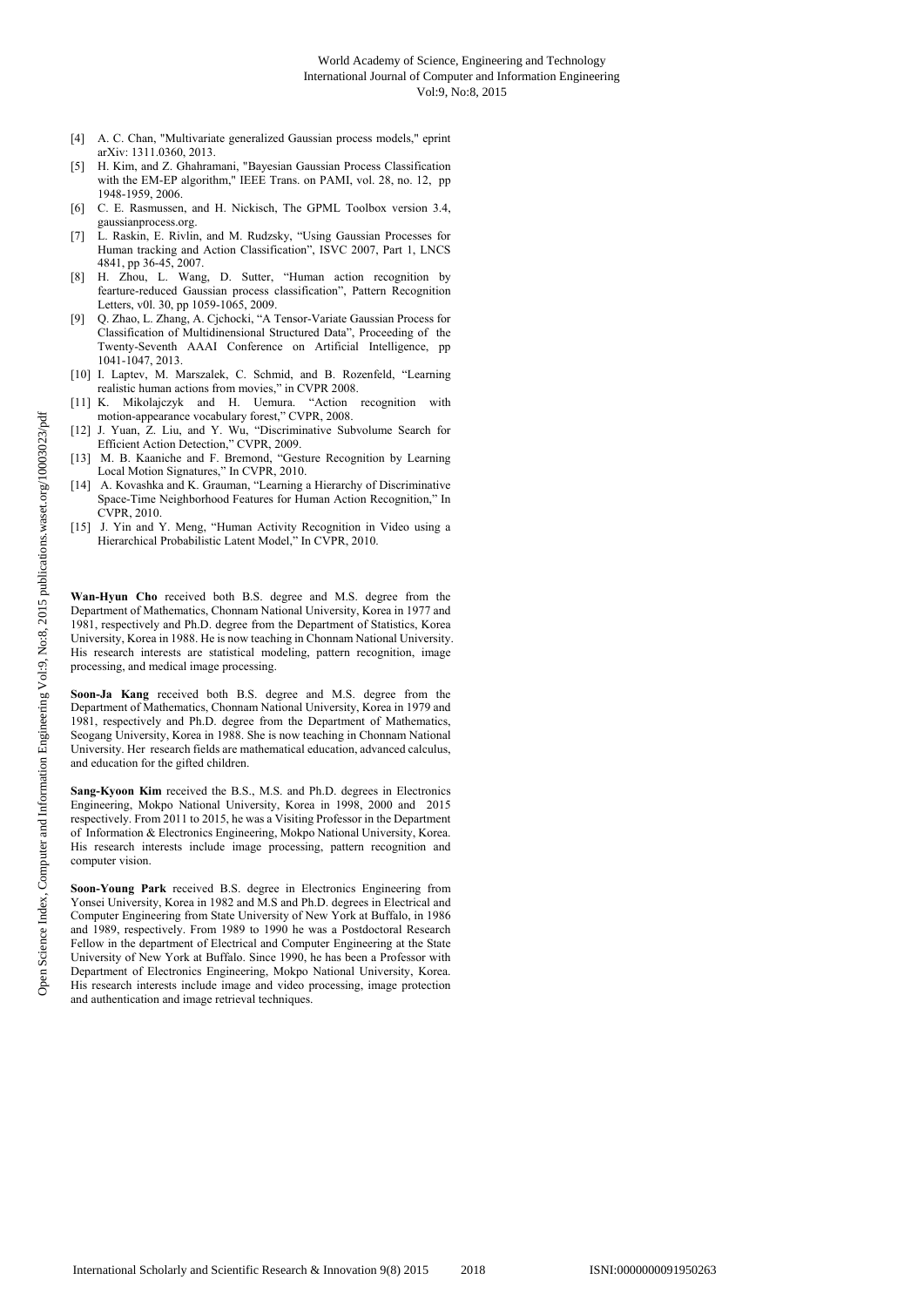[4] A. C. Chan, "Multivariate generalized Gaussian process models," eprint arXiv: 1311.0360, 2013.

[5] H. Kim, and Z. Ghahramani, "Bayesian Gaussian Process Classification with the EM-EP algorithm," IEEE Trans. on PAMI, vol. 28, no. 12, pp 1948-1959, 2006.

[6] C. E. Rasmussen, and H. Nickisch, The GPML Toolbox version 3.4, gaussianprocess.org.

[7] L. Raskin, E. Rivlin, and M. Rudzsky, "Using Gaussian Processes for Human tracking and Action Classification", ISVC 2007, Part 1, LNCS 4841, pp 36-45, 2007.

[8] H. Zhou, L. Wang, D. Sutter, "Human action recognition by fearture-reduced Gaussian process classification", Pattern Recognition Letters, v0l. 30, pp 1059-1065, 2009.

[9] Q. Zhao, L. Zhang, A. Cjchocki, "A Tensor-Variate Gaussian Process for Classification of Multidinensional Structured Data", Proceeding of the Twenty-Seventh AAAI Conference on Artificial Intelligence, pp 1041-1047, 2013.

[10] I. Laptev, M. Marszalek, C. Schmid, and B. Rozenfeld, "Learning realistic human actions from movies," in CVPR 2008.

[11] K. Mikolajczyk and H. Uemura. "Action recognition with motion-appearance vocabulary forest," CVPR, 2008.

[12] J. Yuan, Z. Liu, and Y. Wu, "Discriminative Subvolume Search for Efficient Action Detection," CVPR, 2009.

[13] M. B. Kaaniche and F. Bremond, "Gesture Recognition by Learning Local Motion Signatures," In CVPR, 2010.

[14] A. Kovashka and K. Grauman, "Learning a Hierarchy of Discriminative Space-Time Neighborhood Features for Human Action Recognition," In CVPR, 2010.

[15] J. Yin and Y. Meng, "Human Activity Recognition in Video using a Hierarchical Probabilistic Latent Model," In CVPR, 2010.

**Wan-Hyun Cho** received both B.S. degree and M.S. degree from the Department of Mathematics, Chonnam National University, Korea in 1977 and 1981, respectively and Ph.D. degree from the Department of Statistics, Korea University, Korea in 1988. He is now teaching in Chonnam National University. His research interests are statistical modeling, pattern recognition, image processing, and medical image processing.

**Soon-Ja Kang** received both B.S. degree and M.S. degree from the Department of Mathematics, Chonnam National University, Korea in 1979 and 1981, respectively and Ph.D. degree from the Department of Mathematics, Seogang University, Korea in 1988. She is now teaching in Chonnam National University. Her research fields are mathematical education, advanced calculus, and education for the gifted children.

**Sang-Kyoon Kim** received the B.S., M.S. and Ph.D. degrees in Electronics Engineering, Mokpo National University, Korea in 1998, 2000 and 2015 respectively. From 2011 to 2015, he was a Visiting Professor in the Department of Information & Electronics Engineering, Mokpo National University, Korea. His research interests include image processing, pattern recognition and computer vision.

**Soon-Young Park** received B.S. degree in Electronics Engineering from Yonsei University, Korea in 1982 and M.S and Ph.D. degrees in Electrical and Computer Engineering from State University of New York at Buffalo, in 1986 and 1989, respectively. From 1989 to 1990 he was a Postdoctoral Research Fellow in the department of Electrical and Computer Engineering at the State University of New York at Buffalo. Since 1990, he has been a Professor with Department of Electronics Engineering, Mokpo National University, Korea. His research interests include image and video processing, image protection and authentication and image retrieval techniques.